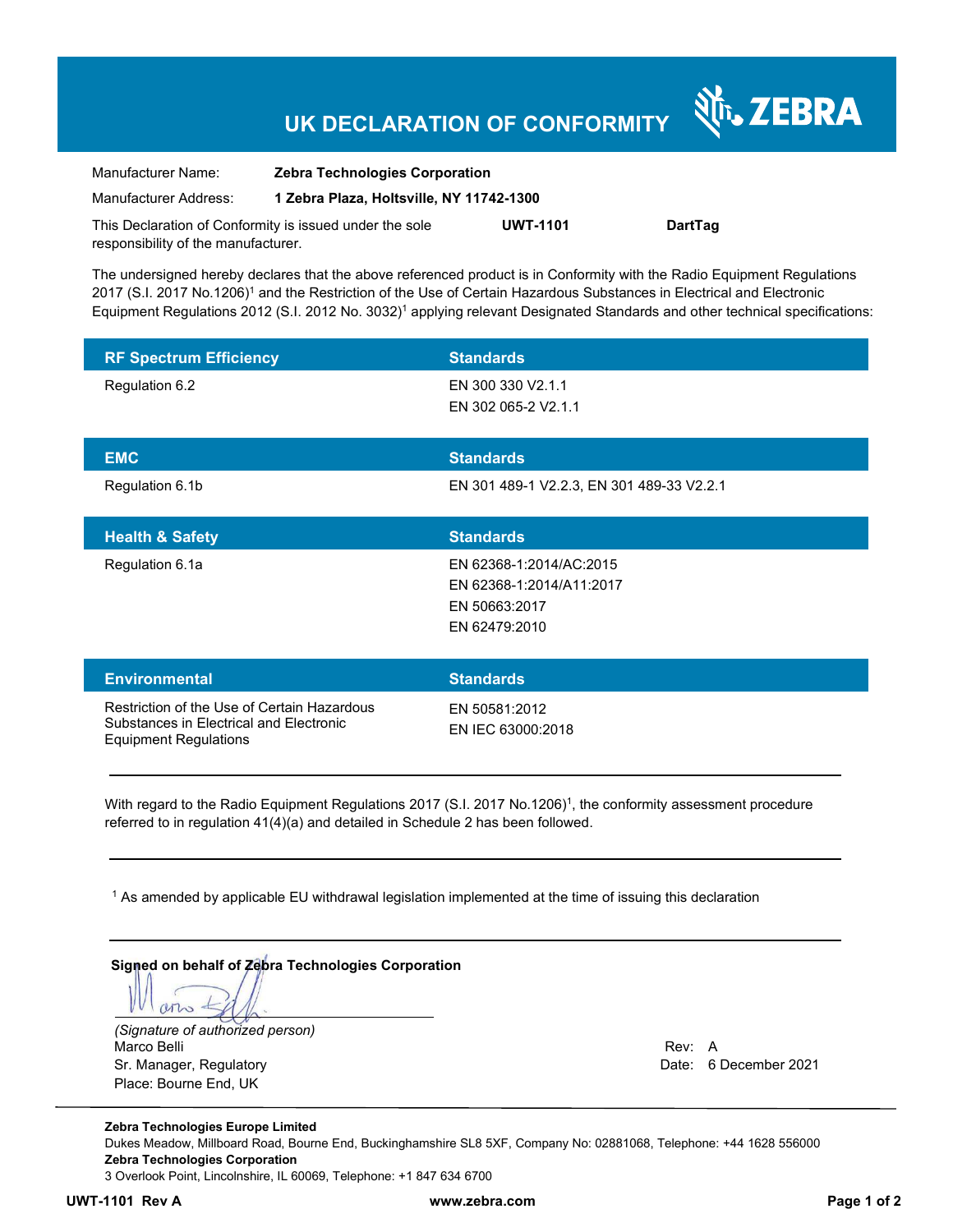# UK DECLARATION OF CONFORMITY

ZEBRA

| | |
|---|---|
| Manufacturer Name: | **Zebra Technologies Corporation** |
| Manufacturer Address: | **1 Zebra Plaza, Holtsville, NY 11742-1300** |

This Declaration of Conformity is issued under the sole responsibility of the manufacturer. **UWT-1101** **DartTag**

The undersigned hereby declares that the above referenced product is in Conformity with the Radio Equipment Regulations 2017 (S.I. 2017 No.1206)[1] and the Restriction of the Use of Certain Hazardous Substances in Electrical and Electronic Equipment Regulations 2012 (S.I. 2012 No. 3032)[1] applying relevant Designated Standards and other technical specifications:

| RF Spectrum Efficiency | Standards |
|---|---|
| Regulation 6.2 | EN 300 330 V2.1.1<br>EN 302 065-2 V2.1.1 |

| EMC | Standards |
|---|---|
| Regulation 6.1b | EN 301 489-1 V2.2.3, EN 301 489-33 V2.2.1 |

| Health & Safety | Standards |
|---|---|
| Regulation 6.1a | EN 62368-1:2014/AC:2015<br>EN 62368-1:2014/A11:2017<br>EN 50663:2017<br>EN 62479:2010 |

| Environmental | Standards |
|---|---|
| Restriction of the Use of Certain Hazardous Substances in Electrical and Electronic Equipment Regulations | EN 50581:2012<br>EN IEC 63000:2018 |

---

With regard to the Radio Equipment Regulations 2017 (S.I. 2017 No.1206)[1], the conformity assessment procedure referred to in regulation 41(4)(a) and detailed in Schedule 2 has been followed.

---

[1] As amended by applicable EU withdrawal legislation implemented at the time of issuing this declaration

---

**Signed on behalf of Zebra Technologies Corporation**

*(Signature of authorized person)*
Marco Belli
Sr. Manager, Regulatory
Place: Bourne End, UK

Rev: A
Date: 6 December 2021

**Zebra Technologies Europe Limited**
Dukes Meadow, Millboard Road, Bourne End, Buckinghamshire SL8 5XF, Company No: 02881068, Telephone: +44 1628 556000
**Zebra Technologies Corporation**
3 Overlook Point, Lincolnshire, IL 60069, Telephone: +1 847 634 6700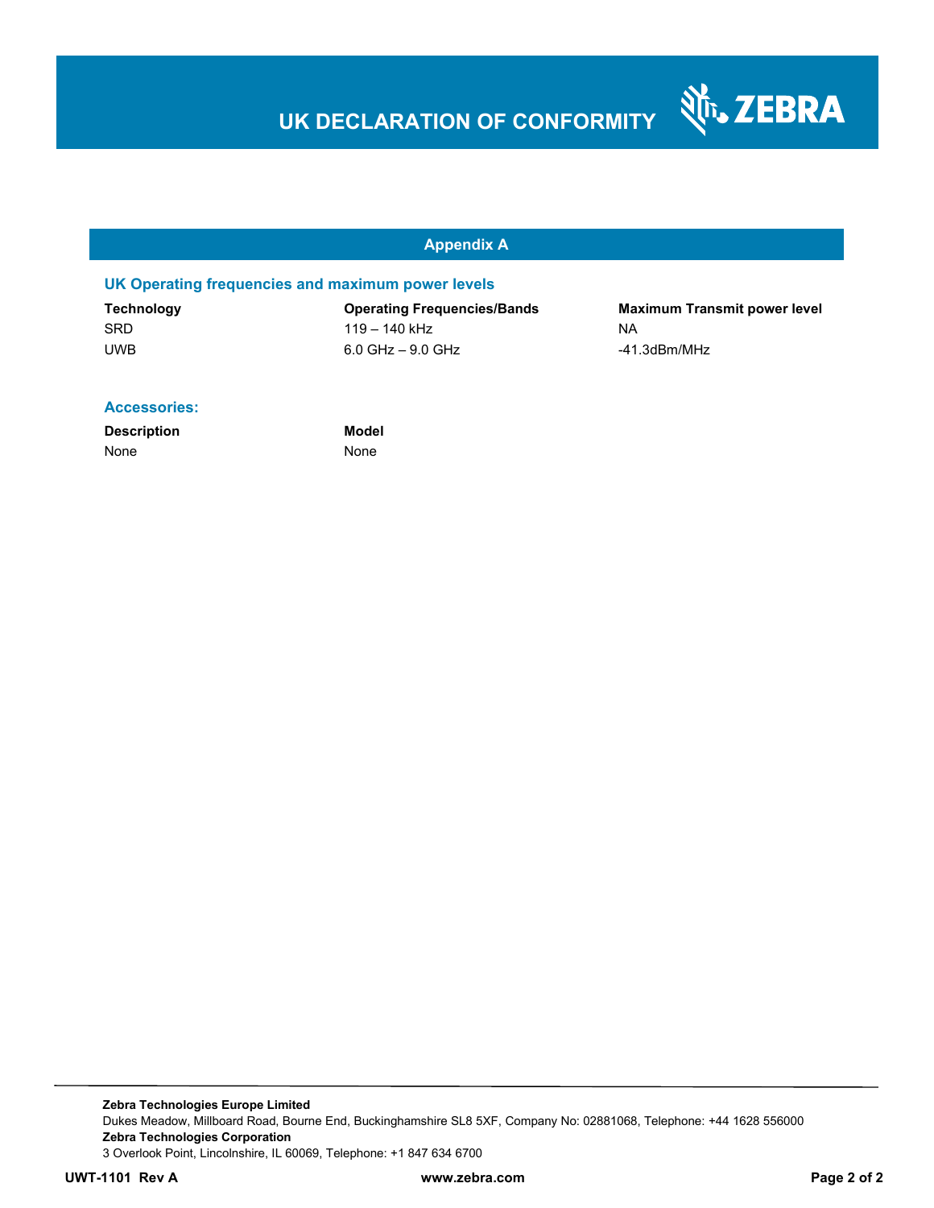# UK DECLARATION OF CONFORMITY

## Appendix A

### UK Operating frequencies and maximum power levels

| Technology | Operating Frequencies/Bands | Maximum Transmit power level |
|---|---|---|
| SRD | 119 – 140 kHz | NA |
| UWB | 6.0 GHz – 9.0 GHz | -41.3dBm/MHz |

### Accessories:

| Description | Model |
|---|---|
| None | None |

**Zebra Technologies Europe Limited**
Dukes Meadow, Millboard Road, Bourne End, Buckinghamshire SL8 5XF, Company No: 02881068, Telephone: +44 1628 556000
**Zebra Technologies Corporation**
3 Overlook Point, Lincolnshire, IL 60069, Telephone: +1 847 634 6700

**UWT-1101 Rev A** **www.zebra.com**